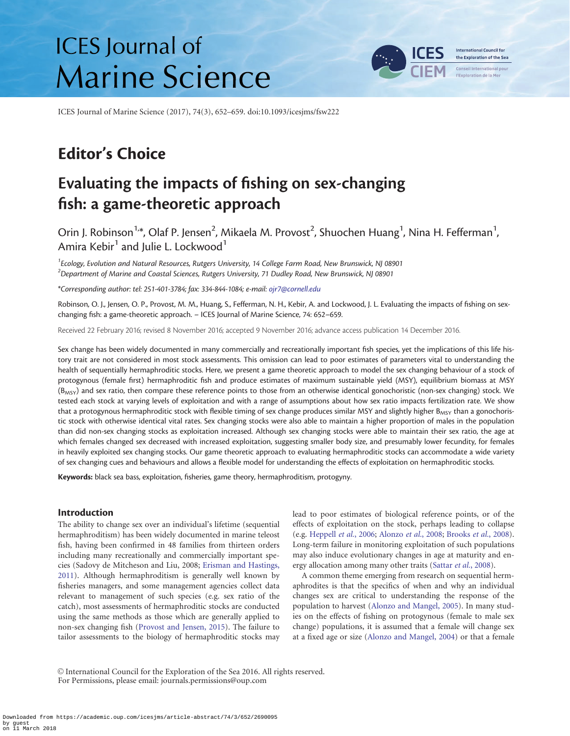# Editor's Choice

# Evaluating the impacts of fishing on sex-changing fish: a game-theoretic approach

Orin J. Robinson[1,*], Olaf P. Jensen[2], Mikaela M. Provost[2], Shuochen Huang[1], Nina H. Fefferman[1], Amira Kebir[1] and Julie L. Lockwood[1]

[1]*Ecology, Evolution and Natural Resources, Rutgers University, 14 College Farm Road, New Brunswick, NJ 08901*
[2]*Department of Marine and Coastal Sciences, Rutgers University, 71 Dudley Road, New Brunswick, NJ 08901*

*Corresponding author: tel: 251-401-3784; fax: 334-844-1084; e-mail: ojr7@cornell.edu

Robinson, O. J., Jensen, O. P., Provost, M. M., Huang, S., Fefferman, N. H., Kebir, A. and Lockwood, J. L. Evaluating the impacts of fishing on sex-changing fish: a game-theoretic approach. – ICES Journal of Marine Science, 74: 652–659.

Received 22 February 2016; revised 8 November 2016; accepted 9 November 2016; advance access publication 14 December 2016.

Sex change has been widely documented in many commercially and recreationally important fish species, yet the implications of this life history trait are not considered in most stock assessments. This omission can lead to poor estimates of parameters vital to understanding the health of sequentially hermaphroditic stocks. Here, we present a game theoretic approach to model the sex changing behaviour of a stock of protogynous (female first) hermaphroditic fish and produce estimates of maximum sustainable yield (MSY), equilibrium biomass at MSY ($B_{MSY}$) and sex ratio, then compare these reference points to those from an otherwise identical gonochoristic (non-sex changing) stock. We tested each stock at varying levels of exploitation and with a range of assumptions about how sex ratio impacts fertilization rate. We show that a protogynous hermaphroditic stock with flexible timing of sex change produces similar MSY and slightly higher $B_{MSY}$ than a gonochoristic stock with otherwise identical vital rates. Sex changing stocks were also able to maintain a higher proportion of males in the population than did non-sex changing stocks as exploitation increased. Although sex changing stocks were able to maintain their sex ratio, the age at which females changed sex decreased with increased exploitation, suggesting smaller body size, and presumably lower fecundity, for females in heavily exploited sex changing stocks. Our game theoretic approach to evaluating hermaphroditic stocks can accommodate a wide variety of sex changing cues and behaviours and allows a flexible model for understanding the effects of exploitation on hermaphroditic stocks.

**Keywords:** black sea bass, exploitation, fisheries, game theory, hermaphroditism, protogyny.

## Introduction

The ability to change sex over an individual's lifetime (sequential hermaphroditism) has been widely documented in marine teleost fish, having been confirmed in 48 families from thirteen orders including many recreationally and commercially important species (Sadovy de Mitcheson and Liu, 2008; Erisman and Hastings, 2011). Although hermaphroditism is generally well known by fisheries managers, and some management agencies collect data relevant to management of such species (e.g. sex ratio of the catch), most assessments of hermaphroditic stocks are conducted using the same methods as those which are generally applied to non-sex changing fish (Provost and Jensen, 2015). The failure to tailor assessments to the biology of hermaphroditic stocks may lead to poor estimates of biological reference points, or of the effects of exploitation on the stock, perhaps leading to collapse (e.g. Heppell *et al.*, 2006; Alonzo *et al.*, 2008; Brooks *et al.*, 2008). Long-term failure in monitoring exploitation of such populations may also induce evolutionary changes in age at maturity and energy allocation among many other traits (Sattar *et al.*, 2008).

A common theme emerging from research on sequential hermaphrodites is that the specifics of when and why an individual changes sex are critical to understanding the response of the population to harvest (Alonzo and Mangel, 2005). In many studies on the effects of fishing on protogynous (female to male sex change) populations, it is assumed that a female will change sex at a fixed age or size (Alonzo and Mangel, 2004) or that a female

© International Council for the Exploration of the Sea 2016. All rights reserved.
For Permissions, please email: journals.permissions@oup.com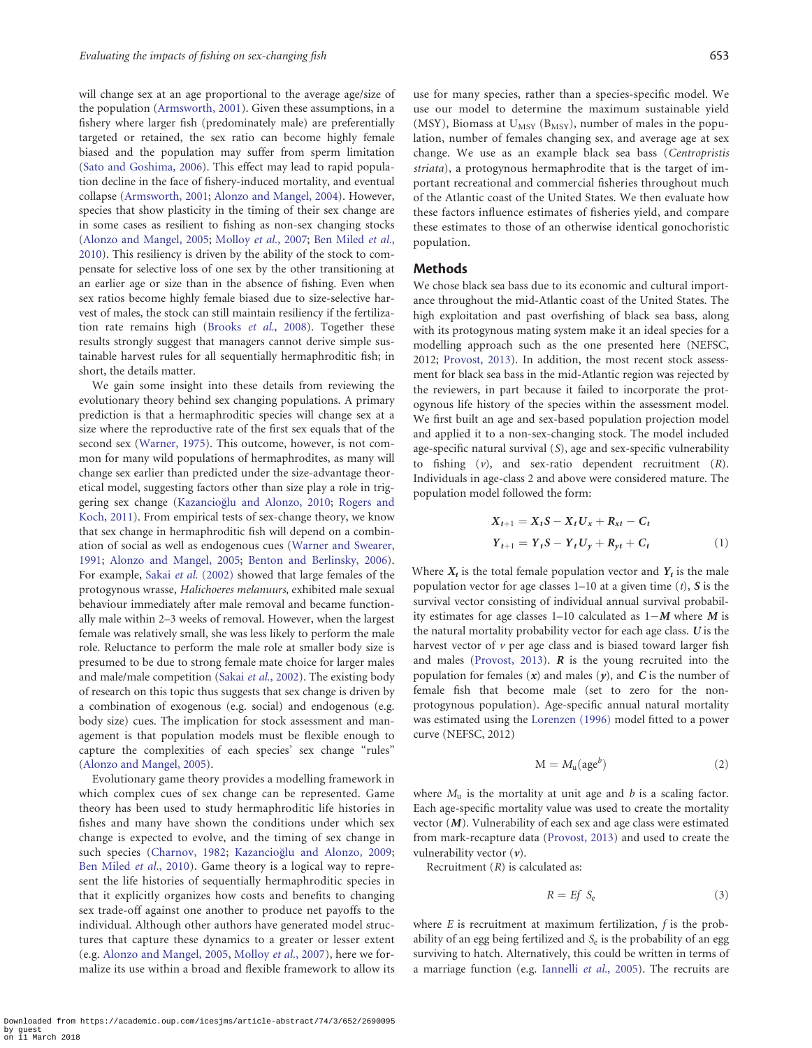will change sex at an age proportional to the average age/size of the population (Armsworth, 2001). Given these assumptions, in a fishery where larger fish (predominately male) are preferentially targeted or retained, the sex ratio can become highly female biased and the population may suffer from sperm limitation (Sato and Goshima, 2006). This effect may lead to rapid population decline in the face of fishery-induced mortality, and eventual collapse (Armsworth, 2001; Alonzo and Mangel, 2004). However, species that show plasticity in the timing of their sex change are in some cases as resilient to fishing as non-sex changing stocks (Alonzo and Mangel, 2005; Molloy *et al.*, 2007; Ben Miled *et al.*, 2010). This resiliency is driven by the ability of the stock to compensate for selective loss of one sex by the other transitioning at an earlier age or size than in the absence of fishing. Even when sex ratios become highly female biased due to size-selective harvest of males, the stock can still maintain resiliency if the fertilization rate remains high (Brooks *et al.*, 2008). Together these results strongly suggest that managers cannot derive simple sustainable harvest rules for all sequentially hermaphroditic fish; in short, the details matter.

We gain some insight into these details from reviewing the evolutionary theory behind sex changing populations. A primary prediction is that a hermaphroditic species will change sex at a size where the reproductive rate of the first sex equals that of the second sex (Warner, 1975). This outcome, however, is not common for many wild populations of hermaphrodites, as many will change sex earlier than predicted under the size-advantage theoretical model, suggesting factors other than size play a role in triggering sex change (Kazancioğlu and Alonzo, 2010; Rogers and Koch, 2011). From empirical tests of sex-change theory, we know that sex change in hermaphroditic fish will depend on a combination of social as well as endogenous cues (Warner and Swearer, 1991; Alonzo and Mangel, 2005; Benton and Berlinsky, 2006). For example, Sakai *et al.* (2002) showed that large females of the protogynous wrasse, *Halichoeres melanuurs*, exhibited male sexual behaviour immediately after male removal and became functionally male within 2–3 weeks of removal. However, when the largest female was relatively small, she was less likely to perform the male role. Reluctance to perform the male role at smaller body size is presumed to be due to strong female mate choice for larger males and male/male competition (Sakai *et al.*, 2002). The existing body of research on this topic thus suggests that sex change is driven by a combination of exogenous (e.g. social) and endogenous (e.g. body size) cues. The implication for stock assessment and management is that population models must be flexible enough to capture the complexities of each species' sex change "rules" (Alonzo and Mangel, 2005).

Evolutionary game theory provides a modelling framework in which complex cues of sex change can be represented. Game theory has been used to study hermaphroditic life histories in fishes and many have shown the conditions under which sex change is expected to evolve, and the timing of sex change in such species (Charnov, 1982; Kazancioğlu and Alonzo, 2009; Ben Miled *et al.*, 2010). Game theory is a logical way to represent the life histories of sequentially hermaphroditic species in that it explicitly organizes how costs and benefits to changing sex trade-off against one another to produce net payoffs to the individual. Although other authors have generated model structures that capture these dynamics to a greater or lesser extent (e.g. Alonzo and Mangel, 2005, Molloy *et al.*, 2007), here we formalize its use within a broad and flexible framework to allow its use for many species, rather than a species-specific model. We use our model to determine the maximum sustainable yield (MSY), Biomass at $U_{MSY}$ ($B_{MSY}$), number of males in the population, number of females changing sex, and average age at sex change. We use as an example black sea bass (*Centropristis striata*), a protogynous hermaphrodite that is the target of important recreational and commercial fisheries throughout much of the Atlantic coast of the United States. We then evaluate how these factors influence estimates of fisheries yield, and compare these estimates to those of an otherwise identical gonochoristic population.

## Methods

We chose black sea bass due to its economic and cultural importance throughout the mid-Atlantic coast of the United States. The high exploitation and past overfishing of black sea bass, along with its protogynous mating system make it an ideal species for a modelling approach such as the one presented here (NEFSC, 2012; Provost, 2013). In addition, the most recent stock assessment for black sea bass in the mid-Atlantic region was rejected by the reviewers, in part because it failed to incorporate the protogynous life history of the species within the assessment model. We first built an age and sex-based population projection model and applied it to a non-sex-changing stock. The model included age-specific natural survival ($S$), age and sex-specific vulnerability to fishing ($v$), and sex-ratio dependent recruitment ($R$). Individuals in age-class 2 and above were considered mature. The population model followed the form:

$$
\begin{aligned}
\boldsymbol{X_{t+1}} &= \boldsymbol{X_t S} - \boldsymbol{X_t U_x} + \boldsymbol{R_{xt}} - \boldsymbol{C_t} \\
\boldsymbol{Y_{t+1}} &= \boldsymbol{Y_t S} - \boldsymbol{Y_t U_y} + \boldsymbol{R_{yt}} + \boldsymbol{C_t}
\end{aligned}
\tag{1}
$$

Where $\boldsymbol{X_t}$ is the total female population vector and $\boldsymbol{Y_t}$ is the male population vector for age classes 1–10 at a given time ($t$), $\boldsymbol{S}$ is the survival vector consisting of individual annual survival probability estimates for age classes 1–10 calculated as $1-\boldsymbol{M}$ where $\boldsymbol{M}$ is the natural mortality probability vector for each age class. $\boldsymbol{U}$ is the harvest vector of $v$ per age class and is biased toward larger fish and males (Provost, 2013). $\boldsymbol{R}$ is the young recruited into the population for females ($\boldsymbol{x}$) and males ($\boldsymbol{y}$), and $\boldsymbol{C}$ is the number of female fish that become male (set to zero for the non-protogynous population). Age-specific annual natural mortality was estimated using the Lorenzen (1996) model fitted to a power curve (NEFSC, 2012)

$$
\mathrm{M} = M_{\mathrm{u}}(\mathrm{age}^{b}) \tag{2}
$$

where $M_{\mathrm{u}}$ is the mortality at unit age and $b$ is a scaling factor. Each age-specific mortality value was used to create the mortality vector ($\boldsymbol{M}$). Vulnerability of each sex and age class were estimated from mark-recapture data (Provost, 2013) and used to create the vulnerability vector ($\boldsymbol{v}$).

Recruitment ($R$) is calculated as:

$$
R = Ef\ S_{\mathrm{e}} \tag{3}
$$

where $E$ is recruitment at maximum fertilization, $f$ is the probability of an egg being fertilized and $S_{\mathrm{e}}$ is the probability of an egg surviving to hatch. Alternatively, this could be written in terms of a marriage function (e.g. Iannelli *et al.*, 2005). The recruits are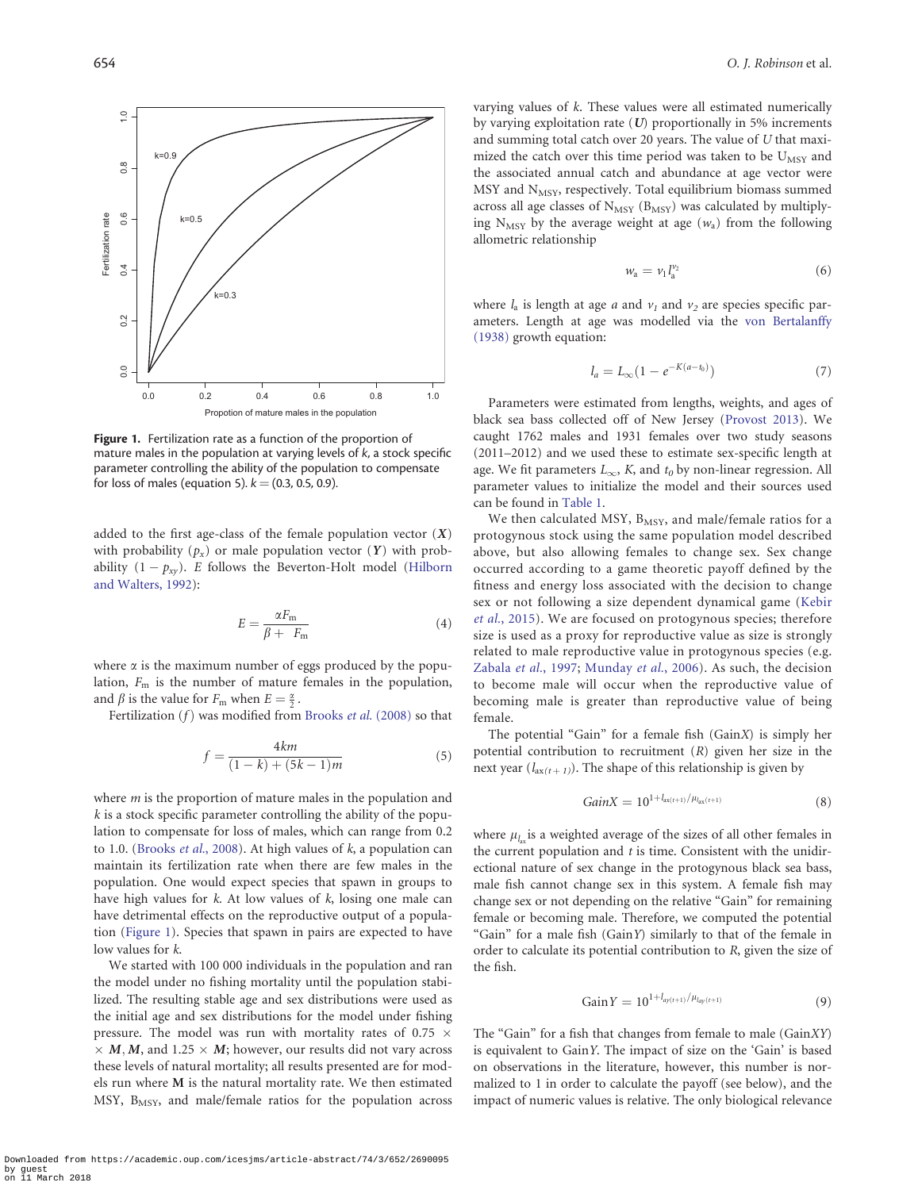Figure 1. Fertilization rate as a function of the proportion of mature males in the population at varying levels of $k$, a stock specific parameter controlling the ability of the population to compensate for loss of males (equation 5). $k = (0.3, 0.5, 0.9)$.

added to the first age-class of the female population vector ($\boldsymbol{X}$) with probability ($p_x$) or male population vector ($\boldsymbol{Y}$) with probability $(1 - p_{xy})$. $E$ follows the Beverton-Holt model (Hilborn and Walters, 1992):

$$E = \frac{\alpha F_{\mathrm{m}}}{\beta + F_{\mathrm{m}}} \tag{4}$$

where $\alpha$ is the maximum number of eggs produced by the population, $F_{\mathrm{m}}$ is the number of mature females in the population, and $\beta$ is the value for $F_{\mathrm{m}}$ when $E = \frac{\alpha}{2}$.

Fertilization ($f$) was modified from Brooks *et al.* (2008) so that

$$f = \frac{4km}{(1-k) + (5k-1)m} \tag{5}$$

where $m$ is the proportion of mature males in the population and $k$ is a stock specific parameter controlling the ability of the population to compensate for loss of males, which can range from 0.2 to 1.0. (Brooks *et al.*, 2008). At high values of $k$, a population can maintain its fertilization rate when there are few males in the population. One would expect species that spawn in groups to have high values for $k$. At low values of $k$, losing one male can have detrimental effects on the reproductive output of a population (Figure 1). Species that spawn in pairs are expected to have low values for $k$.

We started with 100 000 individuals in the population and ran the model under no fishing mortality until the population stabilized. The resulting stable age and sex distributions were used as the initial age and sex distributions for the model under fishing pressure. The model was run with mortality rates of $0.75 \times \boldsymbol{M}$, $\boldsymbol{M}$, and $1.25 \times \boldsymbol{M}$; however, our results did not vary across these levels of natural mortality; all results presented are for models run where $\boldsymbol{M}$ is the natural mortality rate. We then estimated MSY, $B_{\mathrm{MSY}}$, and male/female ratios for the population across varying values of $k$. These values were all estimated numerically by varying exploitation rate ($\boldsymbol{U}$) proportionally in 5% increments and summing total catch over 20 years. The value of $U$ that maximized the catch over this time period was taken to be $U_{\mathrm{MSY}}$ and the associated annual catch and abundance at age vector were MSY and $N_{\mathrm{MSY}}$, respectively. Total equilibrium biomass summed across all age classes of $N_{\mathrm{MSY}}$ ($B_{\mathrm{MSY}}$) was calculated by multiplying $N_{\mathrm{MSY}}$ by the average weight at age ($w_{\mathrm{a}}$) from the following allometric relationship

$$w_{\mathrm{a}} = \nu_1 l_{\mathrm{a}}^{\nu_2} \tag{6}$$

where $l_{\mathrm{a}}$ is length at age $a$ and $\nu_1$ and $\nu_2$ are species specific parameters. Length at age was modelled via the von Bertalanffy (1938) growth equation:

$$l_a = L_\infty\left(1 - e^{-K(a - t_0)}\right) \tag{7}$$

Parameters were estimated from lengths, weights, and ages of black sea bass collected off of New Jersey (Provost 2013). We caught 1762 males and 1931 females over two study seasons (2011–2012) and we used these to estimate sex-specific length at age. We fit parameters $L_\infty$, $K$, and $t_0$ by non-linear regression. All parameter values to initialize the model and their sources used can be found in Table 1.

We then calculated MSY, $B_{\mathrm{MSY}}$, and male/female ratios for a protogynous stock using the same population model described above, but also allowing females to change sex. Sex change occurred according to a game theoretic payoff defined by the fitness and energy loss associated with the decision to change sex or not following a size dependent dynamical game (Kebir *et al.*, 2015). We are focused on protogynous species; therefore size is used as a proxy for reproductive value as size is strongly related to male reproductive value in protogynous species (e.g. Zabala *et al.*, 1997; Munday *et al.*, 2006). As such, the decision to become male will occur when the reproductive value of becoming male is greater than reproductive value of being female.

The potential "Gain" for a female fish (Gain$X$) is simply her potential contribution to recruitment ($R$) given her size in the next year ($l_{ax(t+1)}$). The shape of this relationship is given by

$$GainX = 10^{1 + l_{ax(t+1)}/\mu_{l_{ax}(t+1)}} \tag{8}$$

where $\mu_{l_{ax}}$ is a weighted average of the sizes of all other females in the current population and $t$ is time. Consistent with the unidirectional nature of sex change in the protogynous black sea bass, male fish cannot change sex in this system. A female fish may change sex or not depending on the relative "Gain" for remaining female or becoming male. Therefore, we computed the potential "Gain" for a male fish (Gain$Y$) similarly to that of the female in order to calculate its potential contribution to $R$, given the size of the fish.

$$\mathrm{Gain}Y = 10^{1 + l_{ay(t+1)}/\mu_{l_{ay}(t+1)}} \tag{9}$$

The "Gain" for a fish that changes from female to male (Gain$XY$) is equivalent to Gain$Y$. The impact of size on the 'Gain' is based on observations in the literature, however, this number is normalized to 1 in order to calculate the payoff (see below), and the impact of numeric values is relative. The only biological relevance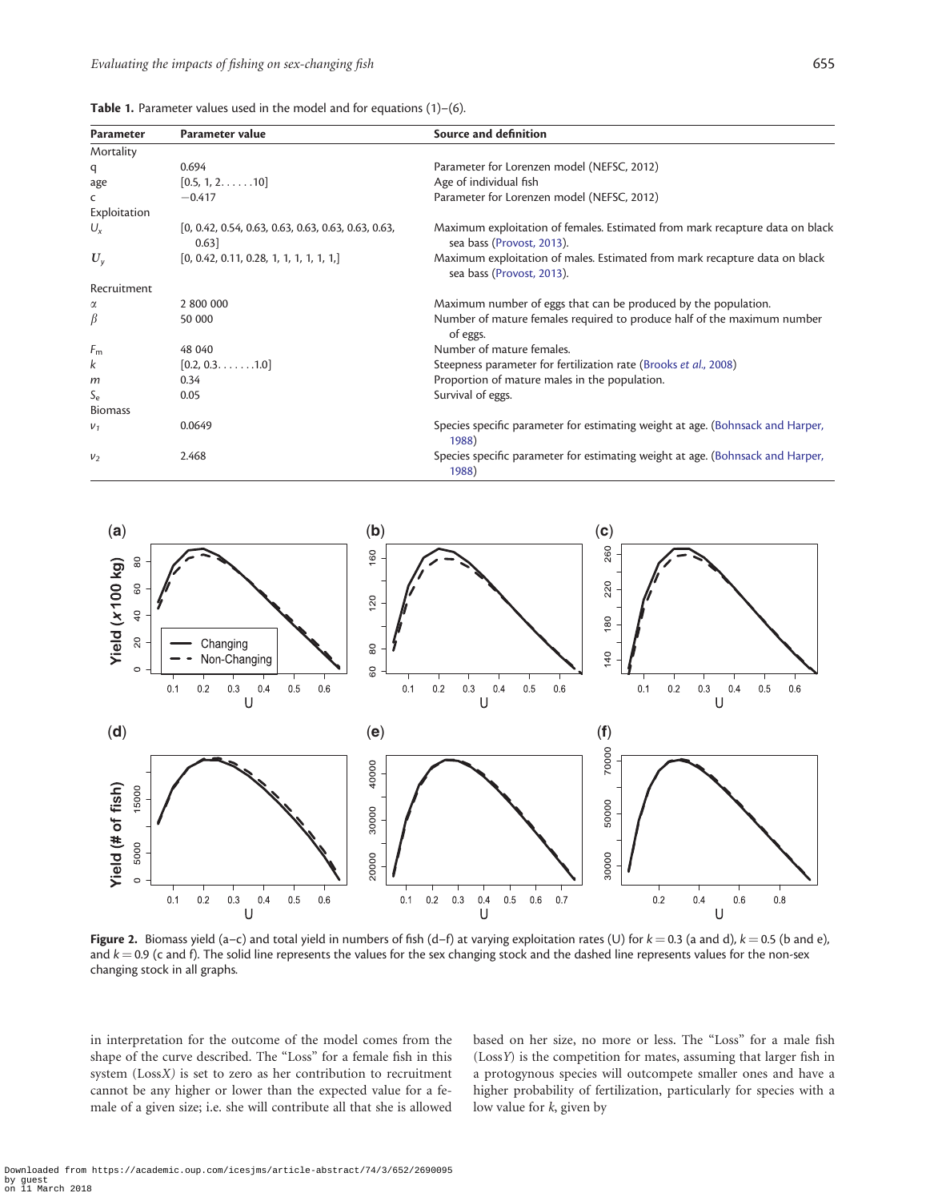**Table 1.** Parameter values used in the model and for equations (1)–(6).

| Parameter | Parameter value | Source and definition |
|---|---|---|
| Mortality | | |
| q | 0.694 | Parameter for Lorenzen model (NEFSC, 2012) |
| age | [0.5, 1, 2. . . . . .10] | Age of individual fish |
| c | −0.417 | Parameter for Lorenzen model (NEFSC, 2012) |
| Exploitation | | |
| $U_x$ | [0, 0.42, 0.54, 0.63, 0.63, 0.63, 0.63, 0.63, 0.63] | Maximum exploitation of females. Estimated from mark recapture data on black sea bass (Provost, 2013). |
| $U_y$ | [0, 0.42, 0.11, 0.28, 1, 1, 1, 1, 1,] | Maximum exploitation of males. Estimated from mark recapture data on black sea bass (Provost, 2013). |
| Recruitment | | |
| $\alpha$ | 2 800 000 | Maximum number of eggs that can be produced by the population. |
| $\beta$ | 50 000 | Number of mature females required to produce half of the maximum number of eggs. |
| $F_m$ | 48 040 | Number of mature females. |
| $k$ | [0.2, 0.3. . . . . . .1.0] | Steepness parameter for fertilization rate (Brooks *et al.*, 2008) |
| $m$ | 0.34 | Proportion of mature males in the population. |
| $S_e$ | 0.05 | Survival of eggs. |
| Biomass | | |
| $v_1$ | 0.0649 | Species specific parameter for estimating weight at age. (Bohnsack and Harper, 1988) |
| $v_2$ | 2.468 | Species specific parameter for estimating weight at age. (Bohnsack and Harper, 1988) |

**Figure 2.** Biomass yield (a–c) and total yield in numbers of fish (d–f) at varying exploitation rates (U) for $k = 0.3$ (a and d), $k = 0.5$ (b and e), and $k = 0.9$ (c and f). The solid line represents the values for the sex changing stock and the dashed line represents values for the non-sex changing stock in all graphs.

in interpretation for the outcome of the model comes from the shape of the curve described. The "Loss" for a female fish in this system (Loss$X$) is set to zero as her contribution to recruitment cannot be any higher or lower than the expected value for a female of a given size; i.e. she will contribute all that she is allowed based on her size, no more or less. The "Loss" for a male fish (Loss$Y$) is the competition for mates, assuming that larger fish in a protogynous species will outcompete smaller ones and have a higher probability of fertilization, particularly for species with a low value for $k$, given by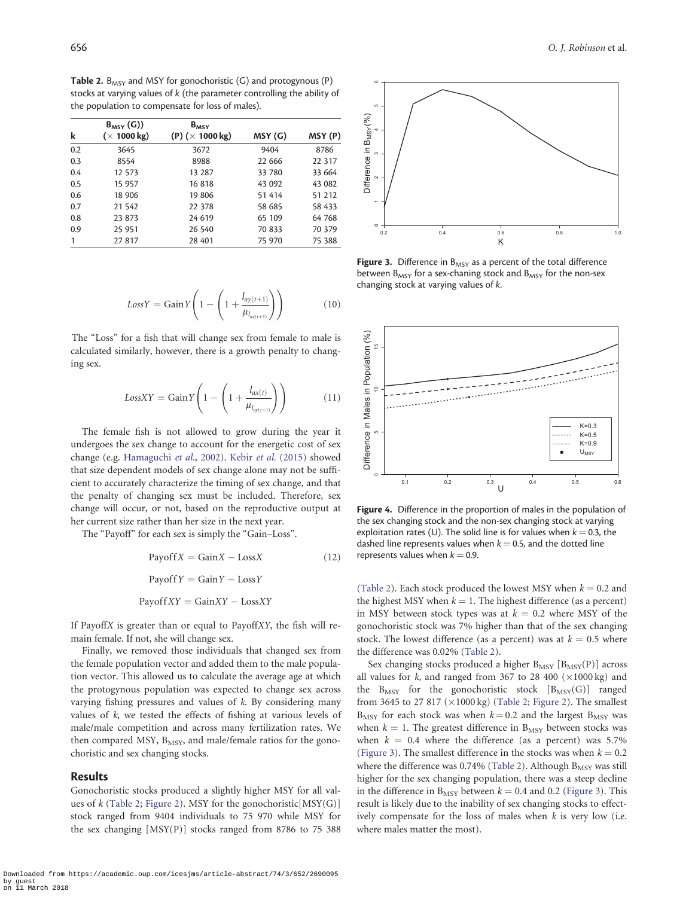**Table 2.** $B_{MSY}$ and MSY for gonochoristic (G) and protogynous (P) stocks at varying values of *k* (the parameter controlling the ability of the population to compensate for loss of males).

| k | $B_{MSY}$ (G)) (× 1000 kg) | $B_{MSY}$ (P) (× 1000 kg) | MSY (G) | MSY (P) |
|---|---|---|---|---|
| 0.2 | 3645 | 3672 | 9404 | 8786 |
| 0.3 | 8554 | 8988 | 22 666 | 22 317 |
| 0.4 | 12 573 | 13 287 | 33 780 | 33 664 |
| 0.5 | 15 957 | 16 818 | 43 092 | 43 082 |
| 0.6 | 18 906 | 19 806 | 51 414 | 51 212 |
| 0.7 | 21 542 | 22 378 | 58 685 | 58 433 |
| 0.8 | 23 873 | 24 619 | 65 109 | 64 768 |
| 0.9 | 25 951 | 26 540 | 70 833 | 70 379 |
| 1 | 27 817 | 28 401 | 75 970 | 75 388 |

$$LossY = \text{Gain}Y\left(1 - \left(1 + \frac{l_{ay(t+1)}}{\mu_{l_{ay(t+1)}}}\right)\right) \tag{10}$$

The "Loss" for a fish that will change sex from female to male is calculated similarly, however, there is a growth penalty to changing sex.

$$LossXY = \text{Gain}Y\left(1 - \left(1 + \frac{l_{ax(t)}}{\mu_{l_{ay(t+1)}}}\right)\right) \tag{11}$$

The female fish is not allowed to grow during the year it undergoes the sex change to account for the energetic cost of sex change (e.g. Hamaguchi *et al.*, 2002). Kebir *et al.* (2015) showed that size dependent models of sex change alone may not be sufficient to accurately characterize the timing of sex change, and that the penalty of changing sex must be included. Therefore, sex change will occur, or not, based on the reproductive output at her current size rather than her size in the next year.

The "Payoff" for each sex is simply the "Gain–Loss".

$$\text{Payoff}X = \text{Gain}X - \text{Loss}X \tag{12}$$

$$\text{Payoff}Y = \text{Gain}Y - \text{Loss}Y$$

$$\text{Payoff}XY = \text{Gain}XY - \text{Loss}XY$$

If Payoff*X* is greater than or equal to Payoff*XY*, the fish will remain female. If not, she will change sex.

Finally, we removed those individuals that changed sex from the female population vector and added them to the male population vector. This allowed us to calculate the average age at which the protogynous population was expected to change sex across varying fishing pressures and values of *k*. By considering many values of *k*, we tested the effects of fishing at various levels of male/male competition and across many fertilization rates. We then compared MSY, $B_{MSY}$, and male/female ratios for the gonochoristic and sex changing stocks.

## Results

Gonochoristic stocks produced a slightly higher MSY for all values of *k* (Table 2; Figure 2). MSY for the gonochoristic[MSY(G)] stock ranged from 9404 individuals to 75 970 while MSY for the sex changing [MSY(P)] stocks ranged from 8786 to 75 388 (Table 2). Each stock produced the lowest MSY when $k = 0.2$ and the highest MSY when $k = 1$. The highest difference (as a percent) in MSY between stock types was at $k = 0.2$ where MSY of the gonochoristic stock was 7% higher than that of the sex changing stock. The lowest difference (as a percent) was at $k = 0.5$ where the difference was 0.02% (Table 2).

Sex changing stocks produced a higher $B_{MSY}$ [$B_{MSY}$(P)] across all values for *k*, and ranged from 367 to 28 400 (×1000 kg) and the $B_{MSY}$ for the gonochoristic stock [$B_{MSY}$(G)] ranged from 3645 to 27 817 (×1000 kg) (Table 2; Figure 2). The smallest $B_{MSY}$ for each stock was when $k = 0.2$ and the largest $B_{MSY}$ was when $k = 1$. The greatest difference in $B_{MSY}$ between stocks was when $k = 0.4$ where the difference (as a percent) was 5.7% (Figure 3). The smallest difference in the stocks was when $k = 0.2$ where the difference was 0.74% (Table 2). Although $B_{MSY}$ was still higher for the sex changing population, there was a steep decline in the difference in $B_{MSY}$ between $k = 0.4$ and 0.2 (Figure 3). This result is likely due to the inability of sex changing stocks to effectively compensate for the loss of males when *k* is very low (i.e. where males matter the most).

**Figure 3.** Difference in $B_{MSY}$ as a percent of the total difference between $B_{MSY}$ for a sex-chaning stock and $B_{MSY}$ for the non-sex changing stock at varying values of *k*.

**Figure 4.** Difference in the proportion of males in the population of the sex changing stock and the non-sex changing stock at varying exploitation rates (U). The solid line is for values when $k = 0.3$, the dashed line represents values when $k = 0.5$, and the dotted line represents values when $k = 0.9$.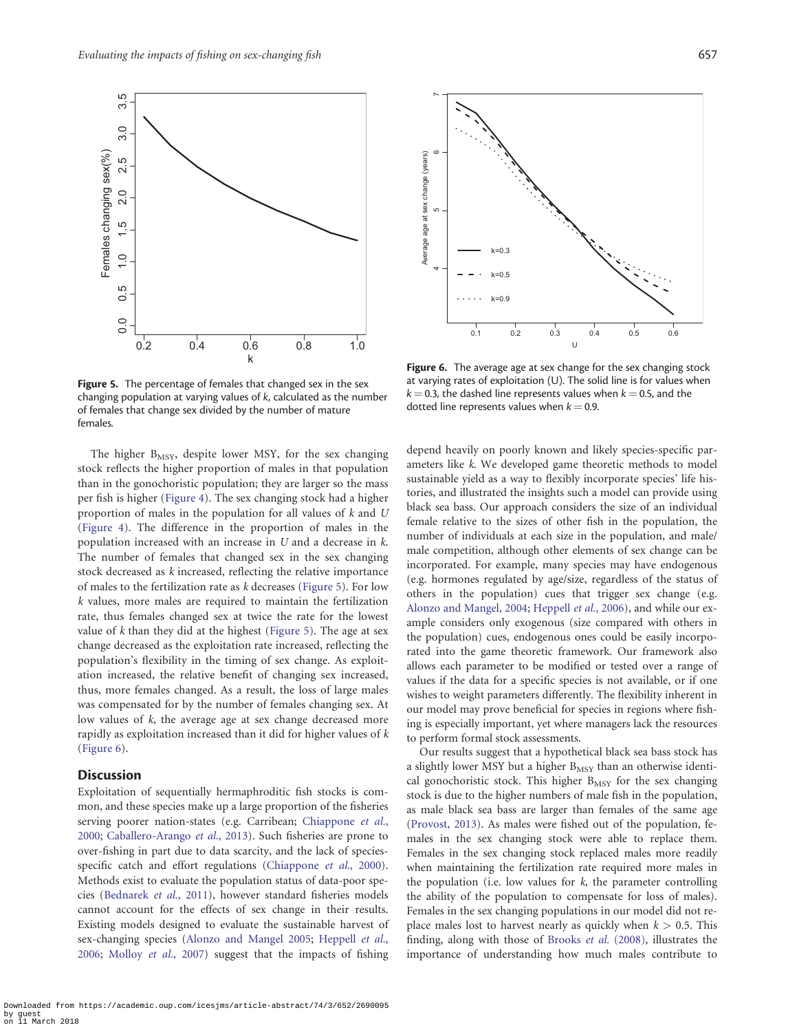Females changing sex(%)

0.0 0.5 1.0 1.5 2.0 2.5 3.0 3.5

0.2 0.4 0.6 0.8 1.0

k

**Figure 5.** The percentage of females that changed sex in the sex changing population at varying values of $k$, calculated as the number of females that change sex divided by the number of mature females.

Average age at sex change (years)

4 5 6 7

0.1 0.2 0.3 0.4 0.5 0.6

U

k=0.3

k=0.5

k=0.9

**Figure 6.** The average age at sex change for the sex changing stock at varying rates of exploitation (U). The solid line is for values when $k = 0.3$, the dashed line represents values when $k = 0.5$, and the dotted line represents values when $k = 0.9$.

The higher $B_{MSY}$, despite lower MSY, for the sex changing stock reflects the higher proportion of males in that population than in the gonochoristic population; they are larger so the mass per fish is higher (Figure 4). The sex changing stock had a higher proportion of males in the population for all values of $k$ and $U$ (Figure 4). The difference in the proportion of males in the population increased with an increase in $U$ and a decrease in $k$. The number of females that changed sex in the sex changing stock decreased as $k$ increased, reflecting the relative importance of males to the fertilization rate as $k$ decreases (Figure 5). For low $k$ values, more males are required to maintain the fertilization rate, thus females changed sex at twice the rate for the lowest value of $k$ than they did at the highest (Figure 5). The age at sex change decreased as the exploitation rate increased, reflecting the population's flexibility in the timing of sex change. As exploitation increased, the relative benefit of changing sex increased, thus, more females changed. As a result, the loss of large males was compensated for by the number of females changing sex. At low values of $k$, the average age at sex change decreased more rapidly as exploitation increased than it did for higher values of $k$ (Figure 6).

## Discussion

Exploitation of sequentially hermaphroditic fish stocks is common, and these species make up a large proportion of the fisheries serving poorer nation-states (e.g. Carribean; Chiappone *et al.*, 2000; Caballero-Arango *et al.*, 2013). Such fisheries are prone to over-fishing in part due to data scarcity, and the lack of species-specific catch and effort regulations (Chiappone *et al.*, 2000). Methods exist to evaluate the population status of data-poor species (Bednarek *et al.*, 2011), however standard fisheries models cannot account for the effects of sex change in their results. Existing models designed to evaluate the sustainable harvest of sex-changing species (Alonzo and Mangel 2005; Heppell *et al.*, 2006; Molloy *et al.*, 2007) suggest that the impacts of fishing depend heavily on poorly known and likely species-specific parameters like $k$. We developed game theoretic methods to model sustainable yield as a way to flexibly incorporate species' life histories, and illustrated the insights such a model can provide using black sea bass. Our approach considers the size of an individual female relative to the sizes of other fish in the population, the number of individuals at each size in the population, and male/male competition, although other elements of sex change can be incorporated. For example, many species may have endogenous (e.g. hormones regulated by age/size, regardless of the status of others in the population) cues that trigger sex change (e.g. Alonzo and Mangel, 2004; Heppell *et al.*, 2006), and while our example considers only exogenous (size compared with others in the population) cues, endogenous ones could be easily incorporated into the game theoretic framework. Our framework also allows each parameter to be modified or tested over a range of values if the data for a specific species is not available, or if one wishes to weight parameters differently. The flexibility inherent in our model may prove beneficial for species in regions where fishing is especially important, yet where managers lack the resources to perform formal stock assessments.

Our results suggest that a hypothetical black sea bass stock has a slightly lower MSY but a higher $B_{MSY}$ than an otherwise identical gonochoristic stock. This higher $B_{MSY}$ for the sex changing stock is due to the higher numbers of male fish in the population, as male black sea bass are larger than females of the same age (Provost, 2013). As males were fished out of the population, females in the sex changing stock were able to replace them. Females in the sex changing stock replaced males more readily when maintaining the fertilization rate required more males in the population (i.e. low values for $k$, the parameter controlling the ability of the population to compensate for loss of males). Females in the sex changing populations in our model did not replace males lost to harvest nearly as quickly when $k > 0.5$. This finding, along with those of Brooks *et al.* (2008), illustrates the importance of understanding how much males contribute to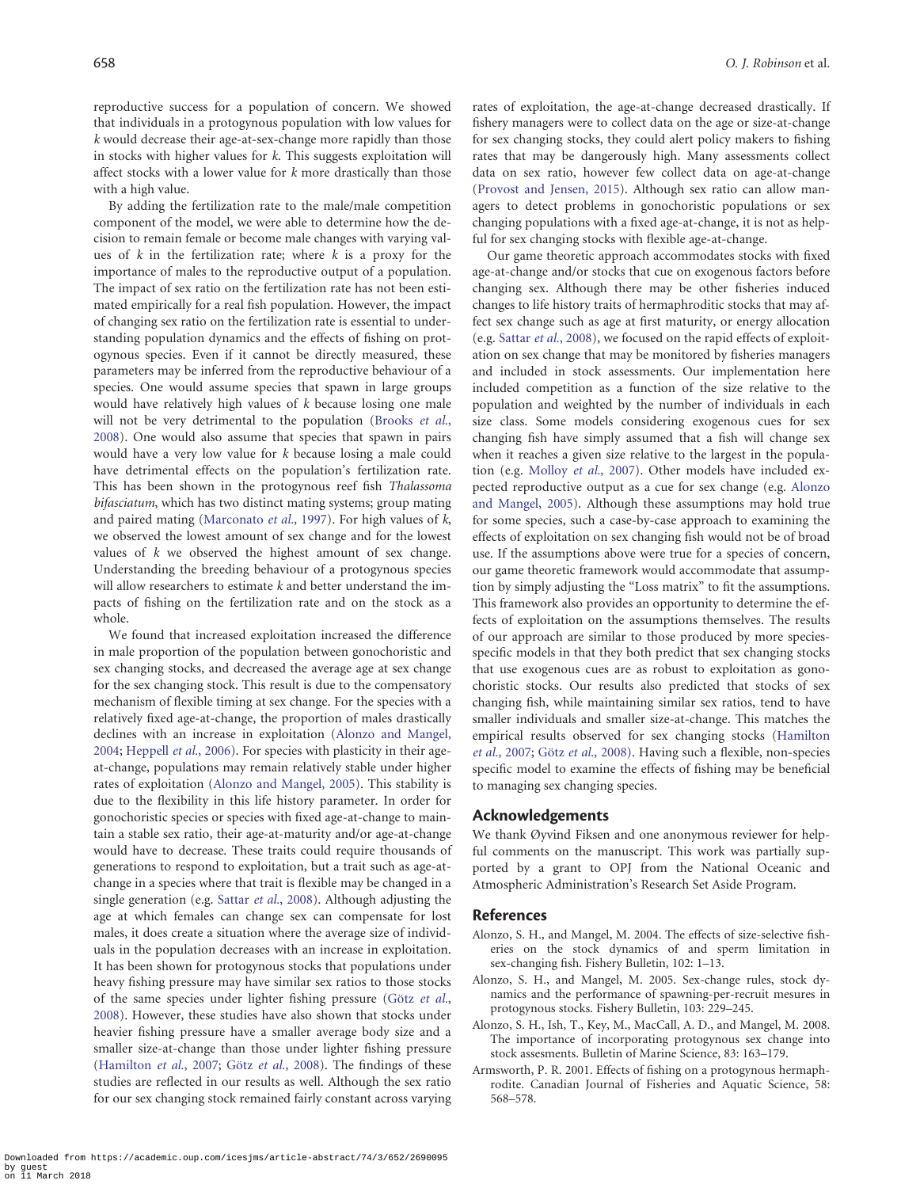reproductive success for a population of concern. We showed that individuals in a protogynous population with low values for $k$ would decrease their age-at-sex-change more rapidly than those in stocks with higher values for $k$. This suggests exploitation will affect stocks with a lower value for $k$ more drastically than those with a high value.

By adding the fertilization rate to the male/male competition component of the model, we were able to determine how the decision to remain female or become male changes with varying values of $k$ in the fertilization rate; where $k$ is a proxy for the importance of males to the reproductive output of a population. The impact of sex ratio on the fertilization rate has not been estimated empirically for a real fish population. However, the impact of changing sex ratio on the fertilization rate is essential to understanding population dynamics and the effects of fishing on protogynous species. Even if it cannot be directly measured, these parameters may be inferred from the reproductive behaviour of a species. One would assume species that spawn in large groups would have relatively high values of $k$ because losing one male will not be very detrimental to the population (Brooks *et al.*, 2008). One would also assume that species that spawn in pairs would have a very low value for $k$ because losing a male could have detrimental effects on the population's fertilization rate. This has been shown in the protogynous reef fish *Thalassoma bifasciatum*, which has two distinct mating systems; group mating and paired mating (Marconato *et al.*, 1997). For high values of $k$, we observed the lowest amount of sex change and for the lowest values of $k$ we observed the highest amount of sex change. Understanding the breeding behaviour of a protogynous species will allow researchers to estimate $k$ and better understand the impacts of fishing on the fertilization rate and on the stock as a whole.

We found that increased exploitation increased the difference in male proportion of the population between gonochoristic and sex changing stocks, and decreased the average age at sex change for the sex changing stock. This result is due to the compensatory mechanism of flexible timing at sex change. For the species with a relatively fixed age-at-change, the proportion of males drastically declines with an increase in exploitation (Alonzo and Mangel, 2004; Heppell *et al.*, 2006). For species with plasticity in their age-at-change, populations may remain relatively stable under higher rates of exploitation (Alonzo and Mangel, 2005). This stability is due to the flexibility in this life history parameter. In order for gonochoristic species or species with fixed age-at-change to maintain a stable sex ratio, their age-at-maturity and/or age-at-change would have to decrease. These traits could require thousands of generations to respond to exploitation, but a trait such as age-at-change in a species where that trait is flexible may be changed in a single generation (e.g. Sattar *et al.*, 2008). Although adjusting the age at which females can change sex can compensate for lost males, it does create a situation where the average size of individuals in the population decreases with an increase in exploitation. It has been shown for protogynous stocks that populations under heavy fishing pressure may have similar sex ratios to those stocks of the same species under lighter fishing pressure (Götz *et al.*, 2008). However, these studies have also shown that stocks under heavier fishing pressure have a smaller average body size and a smaller size-at-change than those under lighter fishing pressure (Hamilton *et al.*, 2007; Götz *et al.*, 2008). The findings of these studies are reflected in our results as well. Although the sex ratio for our sex changing stock remained fairly constant across varying rates of exploitation, the age-at-change decreased drastically. If fishery managers were to collect data on the age or size-at-change for sex changing stocks, they could alert policy makers to fishing rates that may be dangerously high. Many assessments collect data on sex ratio, however few collect data on age-at-change (Provost and Jensen, 2015). Although sex ratio can allow managers to detect problems in gonochoristic populations or sex changing populations with a fixed age-at-change, it is not as helpful for sex changing stocks with flexible age-at-change.

Our game theoretic approach accommodates stocks with fixed age-at-change and/or stocks that cue on exogenous factors before changing sex. Although there may be other fisheries induced changes to life history traits of hermaphroditic stocks that may affect sex change such as age at first maturity, or energy allocation (e.g. Sattar *et al.*, 2008), we focused on the rapid effects of exploitation on sex change that may be monitored by fisheries managers and included in stock assessments. Our implementation here included competition as a function of the size relative to the population and weighted by the number of individuals in each size class. Some models considering exogenous cues for sex changing fish have simply assumed that a fish will change sex when it reaches a given size relative to the largest in the population (e.g. Molloy *et al.*, 2007). Other models have included expected reproductive output as a cue for sex change (e.g. Alonzo and Mangel, 2005). Although these assumptions may hold true for some species, such a case-by-case approach to examining the effects of exploitation on sex changing fish would not be of broad use. If the assumptions above were true for a species of concern, our game theoretic framework would accommodate that assumption by simply adjusting the "Loss matrix" to fit the assumptions. This framework also provides an opportunity to determine the effects of exploitation on the assumptions themselves. The results of our approach are similar to those produced by more species-specific models in that they both predict that sex changing stocks that use exogenous cues are as robust to exploitation as gonochoristic stocks. Our results also predicted that stocks of sex changing fish, while maintaining similar sex ratios, tend to have smaller individuals and smaller size-at-change. This matches the empirical results observed for sex changing stocks (Hamilton *et al.*, 2007; Götz *et al.*, 2008). Having such a flexible, non-species specific model to examine the effects of fishing may be beneficial to managing sex changing species.

## Acknowledgements

We thank Øyvind Fiksen and one anonymous reviewer for helpful comments on the manuscript. This work was partially supported by a grant to OPJ from the National Oceanic and Atmospheric Administration's Research Set Aside Program.

## References

Alonzo, S. H., and Mangel, M. 2004. The effects of size-selective fisheries on the stock dynamics of and sperm limitation in sex-changing fish. Fishery Bulletin, 102: 1–13.

Alonzo, S. H., and Mangel, M. 2005. Sex-change rules, stock dynamics and the performance of spawning-per-recruit mesures in protogynous stocks. Fishery Bulletin, 103: 229–245.

Alonzo, S. H., Ish, T., Key, M., MacCall, A. D., and Mangel, M. 2008. The importance of incorporating protogynous sex change into stock assesments. Bulletin of Marine Science, 83: 163–179.

Armsworth, P. R. 2001. Effects of fishing on a protogynous hermaphrodite. Canadian Journal of Fisheries and Aquatic Science, 58: 568–578.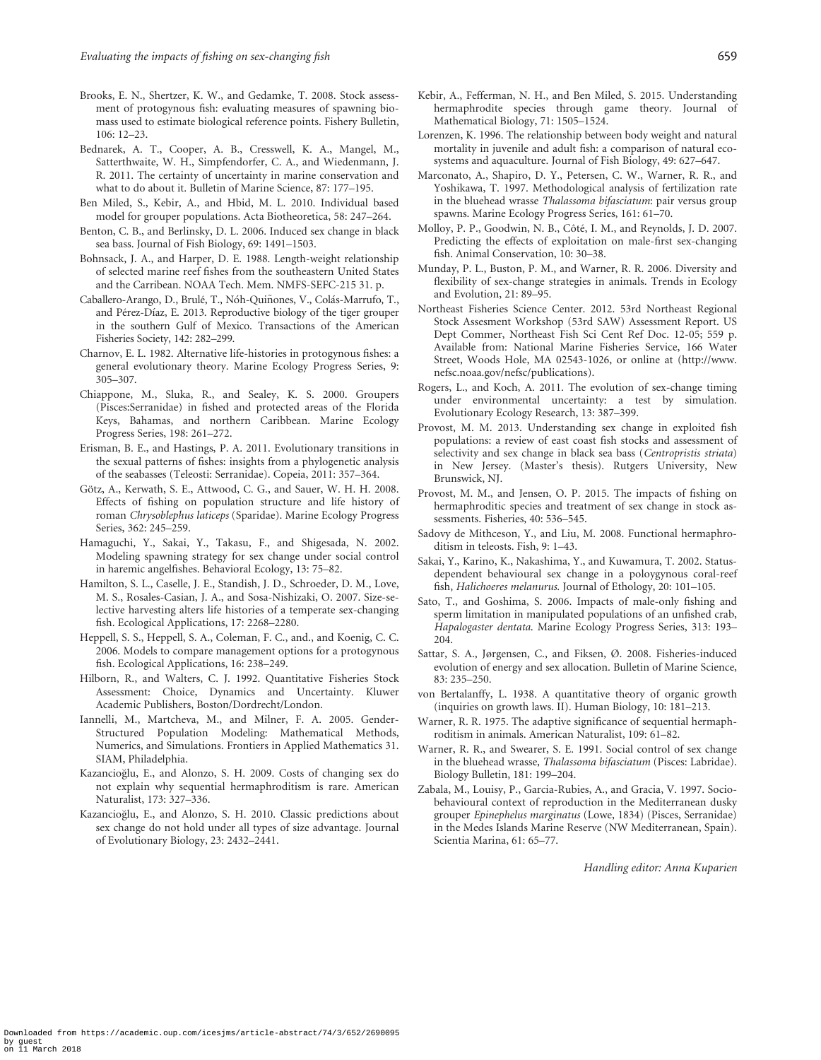Brooks, E. N., Shertzer, K. W., and Gedamke, T. 2008. Stock assessment of protogynous fish: evaluating measures of spawning biomass used to estimate biological reference points. Fishery Bulletin, 106: 12–23.

Bednarek, A. T., Cooper, A. B., Cresswell, K. A., Mangel, M., Satterthwaite, W. H., Simpfendorfer, C. A., and Wiedenmann, J. R. 2011. The certainty of uncertainty in marine conservation and what to do about it. Bulletin of Marine Science, 87: 177–195.

Ben Miled, S., Kebir, A., and Hbid, M. L. 2010. Individual based model for grouper populations. Acta Biotheoretica, 58: 247–264.

Benton, C. B., and Berlinsky, D. L. 2006. Induced sex change in black sea bass. Journal of Fish Biology, 69: 1491–1503.

Bohnsack, J. A., and Harper, D. E. 1988. Length-weight relationship of selected marine reef fishes from the southeastern United States and the Carribean. NOAA Tech. Mem. NMFS-SEFC-215 31. p.

Caballero-Arango, D., Brulé, T., Nóh-Quiñones, V., Colás-Marrufo, T., and Pérez-Díaz, E. 2013. Reproductive biology of the tiger grouper in the southern Gulf of Mexico. Transactions of the American Fisheries Society, 142: 282–299.

Charnov, E. L. 1982. Alternative life-histories in protogynous fishes: a general evolutionary theory. Marine Ecology Progress Series, 9: 305–307.

Chiappone, M., Sluka, R., and Sealey, K. S. 2000. Groupers (Pisces:Serranidae) in fished and protected areas of the Florida Keys, Bahamas, and northern Caribbean. Marine Ecology Progress Series, 198: 261–272.

Erisman, B. E., and Hastings, P. A. 2011. Evolutionary transitions in the sexual patterns of fishes: insights from a phylogenetic analysis of the seabasses (Teleosti: Serranidae). Copeia, 2011: 357–364.

Götz, A., Kerwath, S. E., Attwood, C. G., and Sauer, W. H. H. 2008. Effects of fishing on population structure and life history of roman *Chrysoblephus laticeps* (Sparidae). Marine Ecology Progress Series, 362: 245–259.

Hamaguchi, Y., Sakai, Y., Takasu, F., and Shigesada, N. 2002. Modeling spawning strategy for sex change under social control in haremic angelfishes. Behavioral Ecology, 13: 75–82.

Hamilton, S. L., Caselle, J. E., Standish, J. D., Schroeder, D. M., Love, M. S., Rosales-Casian, J. A., and Sosa-Nishizaki, O. 2007. Size-selective harvesting alters life histories of a temperate sex-changing fish. Ecological Applications, 17: 2268–2280.

Heppell, S. S., Heppell, S. A., Coleman, F. C., and., and Koenig, C. C. 2006. Models to compare management options for a protogynous fish. Ecological Applications, 16: 238–249.

Hilborn, R., and Walters, C. J. 1992. Quantitative Fisheries Stock Assessment: Choice, Dynamics and Uncertainty. Kluwer Academic Publishers, Boston/Dordrecht/London.

Iannelli, M., Martcheva, M., and Milner, F. A. 2005. Gender-Structured Population Modeling: Mathematical Methods, Numerics, and Simulations. Frontiers in Applied Mathematics 31. SIAM, Philadelphia.

Kazancioğlu, E., and Alonzo, S. H. 2009. Costs of changing sex do not explain why sequential hermaphroditism is rare. American Naturalist, 173: 327–336.

Kazancioğlu, E., and Alonzo, S. H. 2010. Classic predictions about sex change do not hold under all types of size advantage. Journal of Evolutionary Biology, 23: 2432–2441.

Kebir, A., Fefferman, N. H., and Ben Miled, S. 2015. Understanding hermaphrodite species through game theory. Journal of Mathematical Biology, 71: 1505–1524.

Lorenzen, K. 1996. The relationship between body weight and natural mortality in juvenile and adult fish: a comparison of natural ecosystems and aquaculture. Journal of Fish Biology, 49: 627–647.

Marconato, A., Shapiro, D. Y., Petersen, C. W., Warner, R. R., and Yoshikawa, T. 1997. Methodological analysis of fertilization rate in the bluehead wrasse *Thalassoma bifasciatum*: pair versus group spawns. Marine Ecology Progress Series, 161: 61–70.

Molloy, P. P., Goodwin, N. B., Côté, I. M., and Reynolds, J. D. 2007. Predicting the effects of exploitation on male-first sex-changing fish. Animal Conservation, 10: 30–38.

Munday, P. L., Buston, P. M., and Warner, R. R. 2006. Diversity and flexibility of sex-change strategies in animals. Trends in Ecology and Evolution, 21: 89–95.

Northeast Fisheries Science Center. 2012. 53rd Northeast Regional Stock Assesment Workshop (53rd SAW) Assessment Report. US Dept Commer, Northeast Fish Sci Cent Ref Doc. 12-05; 559 p. Available from: National Marine Fisheries Service, 166 Water Street, Woods Hole, MA 02543-1026, or online at (http://www.nefsc.noaa.gov/nefsc/publications).

Rogers, L., and Koch, A. 2011. The evolution of sex-change timing under environmental uncertainty: a test by simulation. Evolutionary Ecology Research, 13: 387–399.

Provost, M. M. 2013. Understanding sex change in exploited fish populations: a review of east coast fish stocks and assessment of selectivity and sex change in black sea bass (*Centropristis striata*) in New Jersey. (Master's thesis). Rutgers University, New Brunswick, NJ.

Provost, M. M., and Jensen, O. P. 2015. The impacts of fishing on hermaphroditic species and treatment of sex change in stock assessments. Fisheries, 40: 536–545.

Sadovy de Mithceson, Y., and Liu, M. 2008. Functional hermaphroditism in teleosts. Fish, 9: 1–43.

Sakai, Y., Karino, K., Nakashima, Y., and Kuwamura, T. 2002. Status-dependent behavioural sex change in a poloygynous coral-reef fish, *Halichoeres melanurus*. Journal of Ethology, 20: 101–105.

Sato, T., and Goshima, S. 2006. Impacts of male-only fishing and sperm limitation in manipulated populations of an unfished crab, *Hapalogaster dentata*. Marine Ecology Progress Series, 313: 193–204.

Sattar, S. A., Jørgensen, C., and Fiksen, Ø. 2008. Fisheries-induced evolution of energy and sex allocation. Bulletin of Marine Science, 83: 235–250.

von Bertalanffy, L. 1938. A quantitative theory of organic growth (inquiries on growth laws. II). Human Biology, 10: 181–213.

Warner, R. R. 1975. The adaptive significance of sequential hermaphroditism in animals. American Naturalist, 109: 61–82.

Warner, R. R., and Swearer, S. E. 1991. Social control of sex change in the bluehead wrasse, *Thalassoma bifasciatum* (Pisces: Labridae). Biology Bulletin, 181: 199–204.

Zabala, M., Louisy, P., Garcia-Rubies, A., and Gracia, V. 1997. Socio-behavioural context of reproduction in the Mediterranean dusky grouper *Epinephelus marginatus* (Lowe, 1834) (Pisces, Serranidae) in the Medes Islands Marine Reserve (NW Mediterranean, Spain). Scientia Marina, 61: 65–77.

*Handling editor: Anna Kuparien*